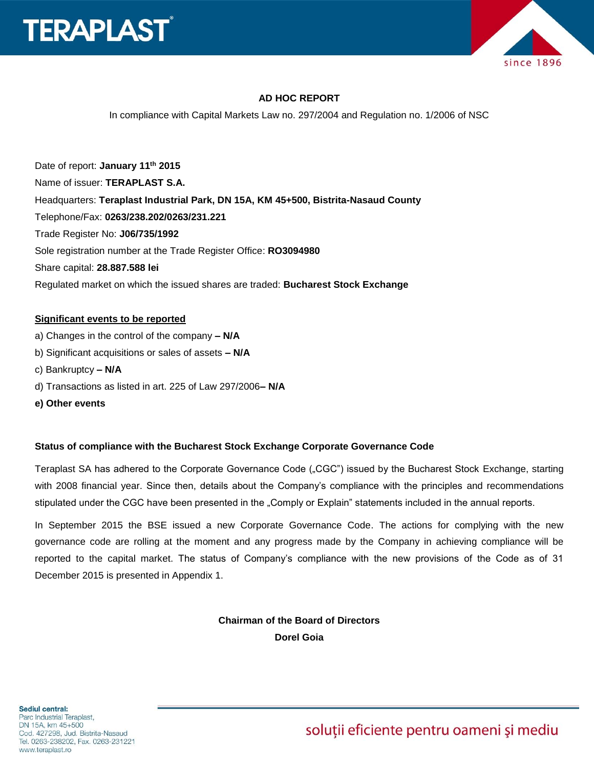## AD HOC REPORT

In compliance with Capital Markets Law no. 297/2004 and Regulation no. 1/2006 of NSC

Date of report: **January 11th 2015**

Name of issuer: **TERAPLAST S.A.**

Headquarters: **Teraplast Industrial Park, DN 15A, KM 45+500, Bistrita-Nasaud County**

Telephone/Fax: **0263/238.202/0263/231.221**

Trade Register No: **J06/735/1992**

Sole registration number at the Trade Register Office: **RO3094980**

Share capital: **28.887.588 lei**

Regulated market on which the issued shares are traded: **Bucharest Stock Exchange**

**Significant events to be reported**

a) Changes in the control of the company **– N/A**

b) Significant acquisitions or sales of assets **– N/A**

c) Bankruptcy **– N/A**

d) Transactions as listed in art. 225 of Law 297/2006**– N/A**

**e) Other events**

**Status of compliance with the Bucharest Stock Exchange Corporate Governance Code**

Teraplast SA has adhered to the Corporate Governance Code („CGC") issued by the Bucharest Stock Exchange, starting with 2008 financial year. Since then, details about the Company's compliance with the principles and recommendations stipulated under the CGC have been presented in the „Comply or Explain" statements included in the annual reports.

In September 2015 the BSE issued a new Corporate Governance Code. The actions for complying with the new governance code are rolling at the moment and any progress made by the Company in achieving compliance will be reported to the capital market. The status of Company's compliance with the new provisions of the Code as of 31 December 2015 is presented in Appendix 1.

**Chairman of the Board of Directors**

**Dorel Goia**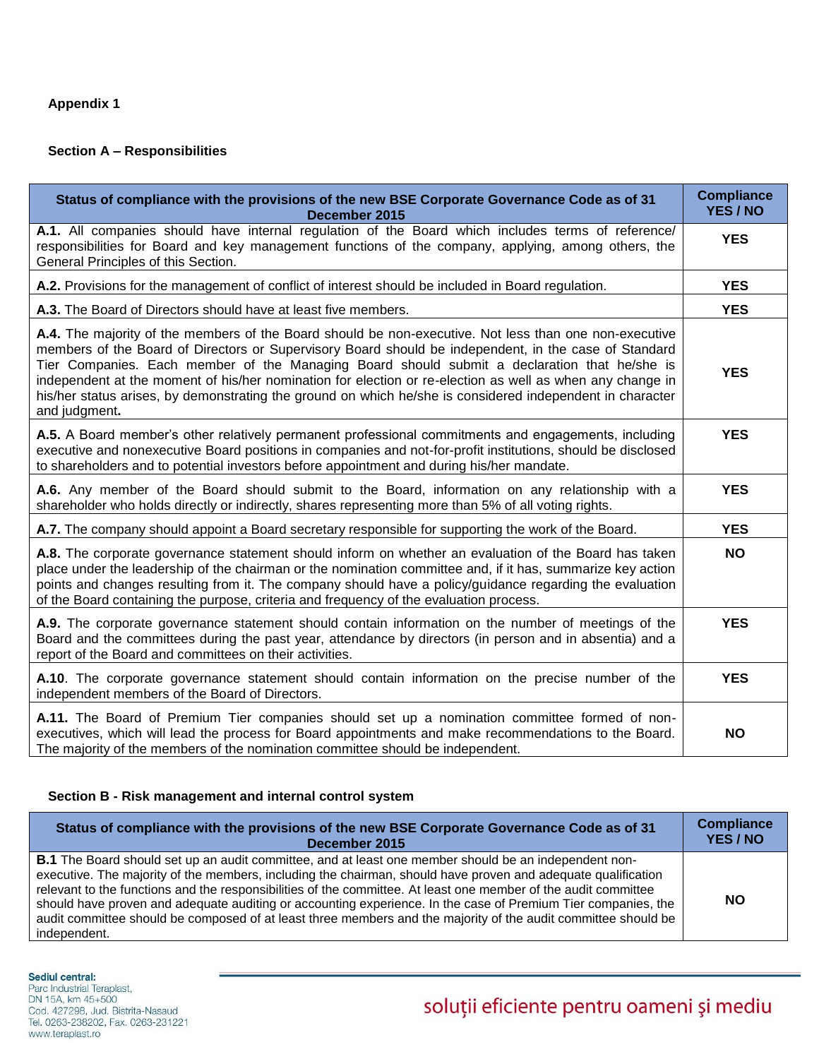**Appendix 1**

**Section A – Responsibilities**

| Status of compliance with the provisions of the new BSE Corporate Governance Code as of 31 December 2015 | Compliance YES / NO |
|---|---|
| **A.1.** All companies should have internal regulation of the Board which includes terms of reference/ responsibilities for Board and key management functions of the company, applying, among others, the General Principles of this Section. | **YES** |
| **A.2.** Provisions for the management of conflict of interest should be included in Board regulation. | **YES** |
| **A.3.** The Board of Directors should have at least five members. | **YES** |
| **A.4.** The majority of the members of the Board should be non-executive. Not less than one non-executive members of the Board of Directors or Supervisory Board should be independent, in the case of Standard Tier Companies. Each member of the Managing Board should submit a declaration that he/she is independent at the moment of his/her nomination for election or re-election as well as when any change in his/her status arises, by demonstrating the ground on which he/she is considered independent in character and judgment**.** | **YES** |
| **A.5.** A Board member's other relatively permanent professional commitments and engagements, including executive and nonexecutive Board positions in companies and not-for-profit institutions, should be disclosed to shareholders and to potential investors before appointment and during his/her mandate. | **YES** |
| **A.6.** Any member of the Board should submit to the Board, information on any relationship with a shareholder who holds directly or indirectly, shares representing more than 5% of all voting rights. | **YES** |
| **A.7.** The company should appoint a Board secretary responsible for supporting the work of the Board. | **YES** |
| **A.8.** The corporate governance statement should inform on whether an evaluation of the Board has taken place under the leadership of the chairman or the nomination committee and, if it has, summarize key action points and changes resulting from it. The company should have a policy/guidance regarding the evaluation of the Board containing the purpose, criteria and frequency of the evaluation process. | **NO** |
| **A.9.** The corporate governance statement should contain information on the number of meetings of the Board and the committees during the past year, attendance by directors (in person and in absentia) and a report of the Board and committees on their activities. | **YES** |
| **A.10**. The corporate governance statement should contain information on the precise number of the independent members of the Board of Directors. | **YES** |
| **A.11.** The Board of Premium Tier companies should set up a nomination committee formed of non-executives, which will lead the process for Board appointments and make recommendations to the Board. The majority of the members of the nomination committee should be independent. | **NO** |

**Section B - Risk management and internal control system**

| Status of compliance with the provisions of the new BSE Corporate Governance Code as of 31 December 2015 | Compliance YES / NO |
|---|---|
| **B.1** The Board should set up an audit committee, and at least one member should be an independent non-executive. The majority of the members, including the chairman, should have proven and adequate qualification relevant to the functions and the responsibilities of the committee. At least one member of the audit committee should have proven and adequate auditing or accounting experience. In the case of Premium Tier companies, the audit committee should be composed of at least three members and the majority of the audit committee should be independent. | **NO** |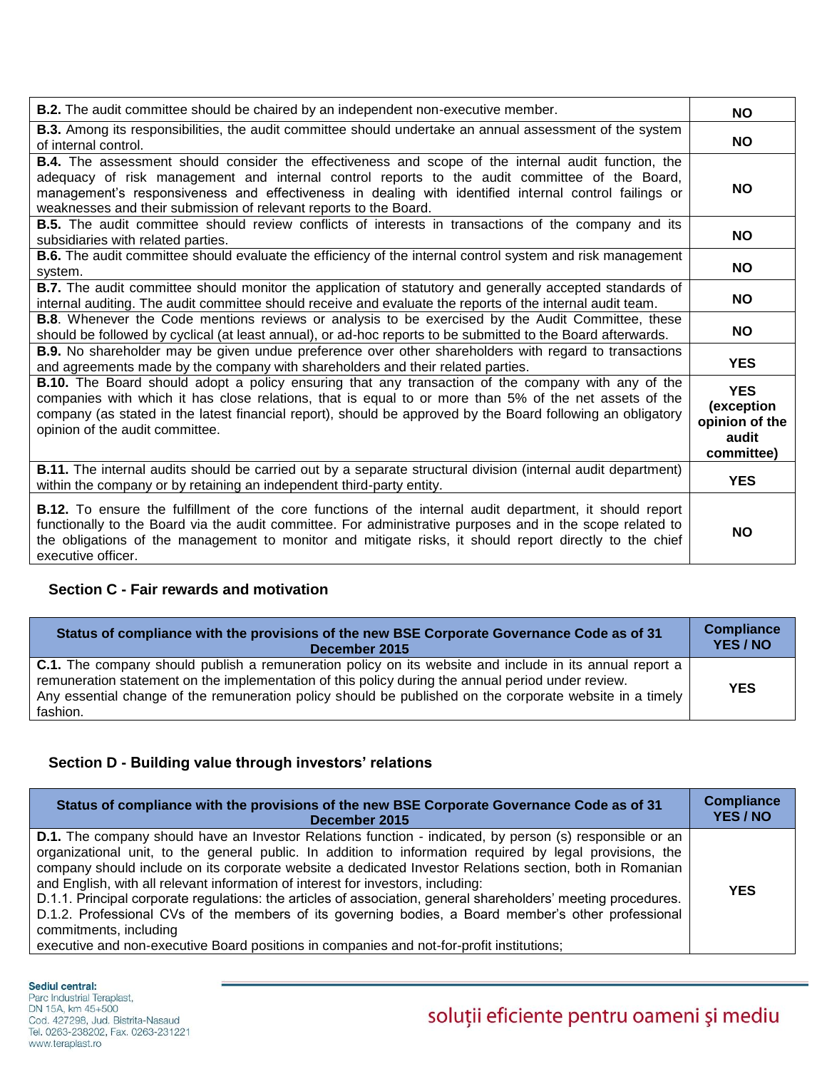| | |
|---|---|
| **B.2.** The audit committee should be chaired by an independent non-executive member. | **NO** |
| **B.3.** Among its responsibilities, the audit committee should undertake an annual assessment of the system of internal control. | **NO** |
| **B.4.** The assessment should consider the effectiveness and scope of the internal audit function, the adequacy of risk management and internal control reports to the audit committee of the Board, management's responsiveness and effectiveness in dealing with identified internal control failings or weaknesses and their submission of relevant reports to the Board. | **NO** |
| **B.5.** The audit committee should review conflicts of interests in transactions of the company and its subsidiaries with related parties. | **NO** |
| **B.6.** The audit committee should evaluate the efficiency of the internal control system and risk management system. | **NO** |
| **B.7.** The audit committee should monitor the application of statutory and generally accepted standards of internal auditing. The audit committee should receive and evaluate the reports of the internal audit team. | **NO** |
| **B.8**. Whenever the Code mentions reviews or analysis to be exercised by the Audit Committee, these should be followed by cyclical (at least annual), or ad-hoc reports to be submitted to the Board afterwards. | **NO** |
| **B.9.** No shareholder may be given undue preference over other shareholders with regard to transactions and agreements made by the company with shareholders and their related parties. | **YES** |
| **B.10.** The Board should adopt a policy ensuring that any transaction of the company with any of the companies with which it has close relations, that is equal to or more than 5% of the net assets of the company (as stated in the latest financial report), should be approved by the Board following an obligatory opinion of the audit committee. | **YES (exception opinion of the audit committee)** |
| **B.11.** The internal audits should be carried out by a separate structural division (internal audit department) within the company or by retaining an independent third-party entity. | **YES** |
| **B.12.** To ensure the fulfillment of the core functions of the internal audit department, it should report functionally to the Board via the audit committee. For administrative purposes and in the scope related to the obligations of the management to monitor and mitigate risks, it should report directly to the chief executive officer. | **NO** |

## Section C - Fair rewards and motivation

| Status of compliance with the provisions of the new BSE Corporate Governance Code as of 31 December 2015 | Compliance YES / NO |
|---|---|
| **C.1.** The company should publish a remuneration policy on its website and include in its annual report a remuneration statement on the implementation of this policy during the annual period under review. Any essential change of the remuneration policy should be published on the corporate website in a timely fashion. | **YES** |

## Section D - Building value through investors' relations

| Status of compliance with the provisions of the new BSE Corporate Governance Code as of 31 December 2015 | Compliance YES / NO |
|---|---|
| **D.1.** The company should have an Investor Relations function - indicated, by person (s) responsible or an organizational unit, to the general public. In addition to information required by legal provisions, the company should include on its corporate website a dedicated Investor Relations section, both in Romanian and English, with all relevant information of interest for investors, including: D.1.1. Principal corporate regulations: the articles of association, general shareholders' meeting procedures. D.1.2. Professional CVs of the members of its governing bodies, a Board member's other professional commitments, including executive and non-executive Board positions in companies and not-for-profit institutions; | **YES** |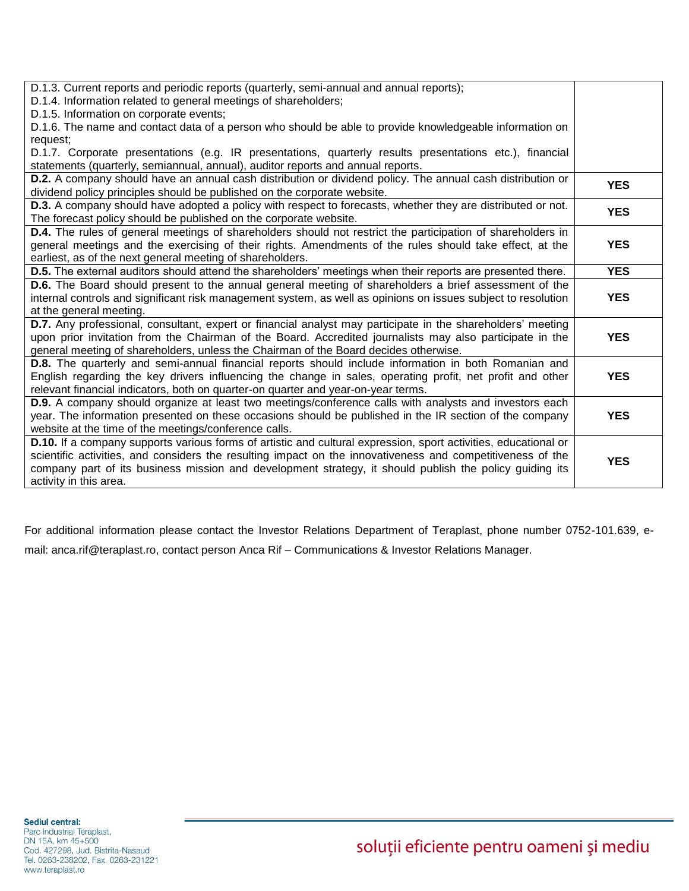| | |
|---|---|
| D.1.3. Current reports and periodic reports (quarterly, semi-annual and annual reports);<br>D.1.4. Information related to general meetings of shareholders;<br>D.1.5. Information on corporate events;<br>D.1.6. The name and contact data of a person who should be able to provide knowledgeable information on request;<br>D.1.7. Corporate presentations (e.g. IR presentations, quarterly results presentations etc.), financial statements (quarterly, semiannual, annual), auditor reports and annual reports. | |
| **D.2.** A company should have an annual cash distribution or dividend policy. The annual cash distribution or dividend policy principles should be published on the corporate website. | **YES** |
| **D.3.** A company should have adopted a policy with respect to forecasts, whether they are distributed or not. The forecast policy should be published on the corporate website. | **YES** |
| **D.4.** The rules of general meetings of shareholders should not restrict the participation of shareholders in general meetings and the exercising of their rights. Amendments of the rules should take effect, at the earliest, as of the next general meeting of shareholders. | **YES** |
| **D.5.** The external auditors should attend the shareholders' meetings when their reports are presented there. | **YES** |
| **D.6.** The Board should present to the annual general meeting of shareholders a brief assessment of the internal controls and significant risk management system, as well as opinions on issues subject to resolution at the general meeting. | **YES** |
| **D.7.** Any professional, consultant, expert or financial analyst may participate in the shareholders' meeting upon prior invitation from the Chairman of the Board. Accredited journalists may also participate in the general meeting of shareholders, unless the Chairman of the Board decides otherwise. | **YES** |
| **D.8.** The quarterly and semi-annual financial reports should include information in both Romanian and English regarding the key drivers influencing the change in sales, operating profit, net profit and other relevant financial indicators, both on quarter-on quarter and year-on-year terms. | **YES** |
| **D.9.** A company should organize at least two meetings/conference calls with analysts and investors each year. The information presented on these occasions should be published in the IR section of the company website at the time of the meetings/conference calls. | **YES** |
| **D.10.** If a company supports various forms of artistic and cultural expression, sport activities, educational or scientific activities, and considers the resulting impact on the innovativeness and competitiveness of the company part of its business mission and development strategy, it should publish the policy guiding its activity in this area. | **YES** |

For additional information please contact the Investor Relations Department of Teraplast, phone number 0752-101.639, e-mail: anca.rif@teraplast.ro, contact person Anca Rif – Communications & Investor Relations Manager.